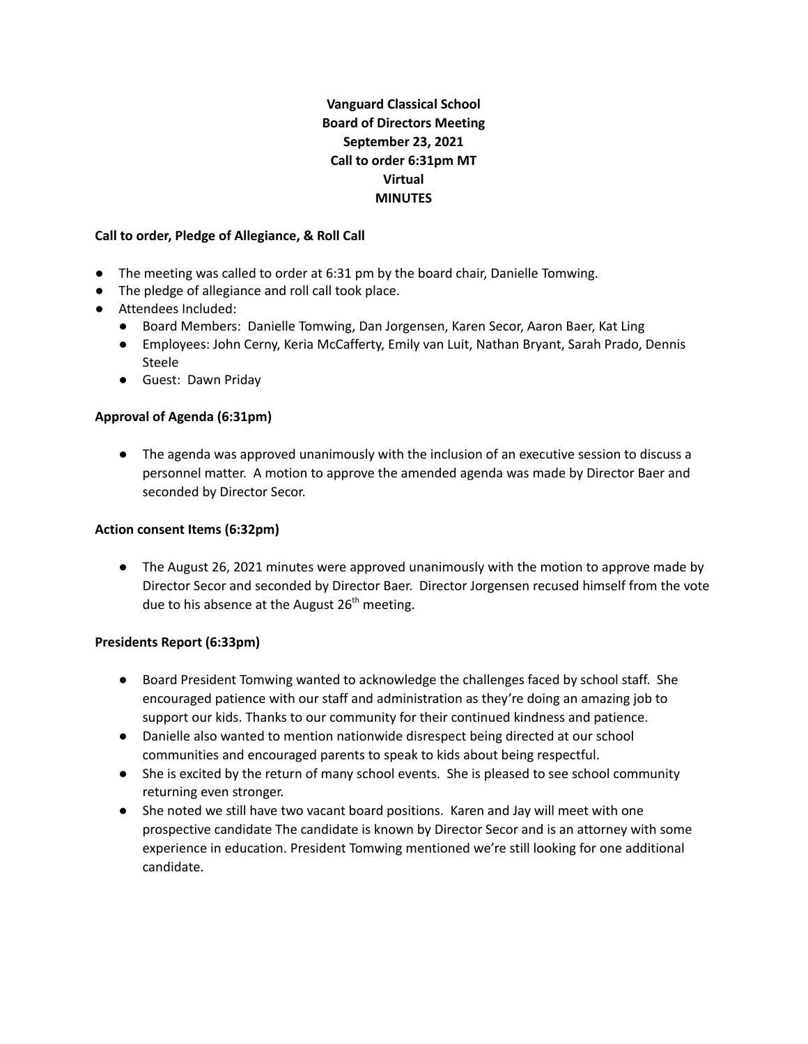**Vanguard Classical School**
**Board of Directors Meeting**
**September 23, 2021**
**Call to order 6:31pm MT**
**Virtual**
**MINUTES**

**Call to order, Pledge of Allegiance, & Roll Call**

- The meeting was called to order at 6:31 pm by the board chair, Danielle Tomwing.
- The pledge of allegiance and roll call took place.
- Attendees Included:
  - Board Members: Danielle Tomwing, Dan Jorgensen, Karen Secor, Aaron Baer, Kat Ling
  - Employees: John Cerny, Keria McCafferty, Emily van Luit, Nathan Bryant, Sarah Prado, Dennis Steele
  - Guest: Dawn Priday

**Approval of Agenda (6:31pm)**

- The agenda was approved unanimously with the inclusion of an executive session to discuss a personnel matter. A motion to approve the amended agenda was made by Director Baer and seconded by Director Secor.

**Action consent Items (6:32pm)**

- The August 26, 2021 minutes were approved unanimously with the motion to approve made by Director Secor and seconded by Director Baer. Director Jorgensen recused himself from the vote due to his absence at the August 26th meeting.

**Presidents Report (6:33pm)**

- Board President Tomwing wanted to acknowledge the challenges faced by school staff. She encouraged patience with our staff and administration as they're doing an amazing job to support our kids. Thanks to our community for their continued kindness and patience.
- Danielle also wanted to mention nationwide disrespect being directed at our school communities and encouraged parents to speak to kids about being respectful.
- She is excited by the return of many school events. She is pleased to see school community returning even stronger.
- She noted we still have two vacant board positions. Karen and Jay will meet with one prospective candidate The candidate is known by Director Secor and is an attorney with some experience in education. President Tomwing mentioned we're still looking for one additional candidate.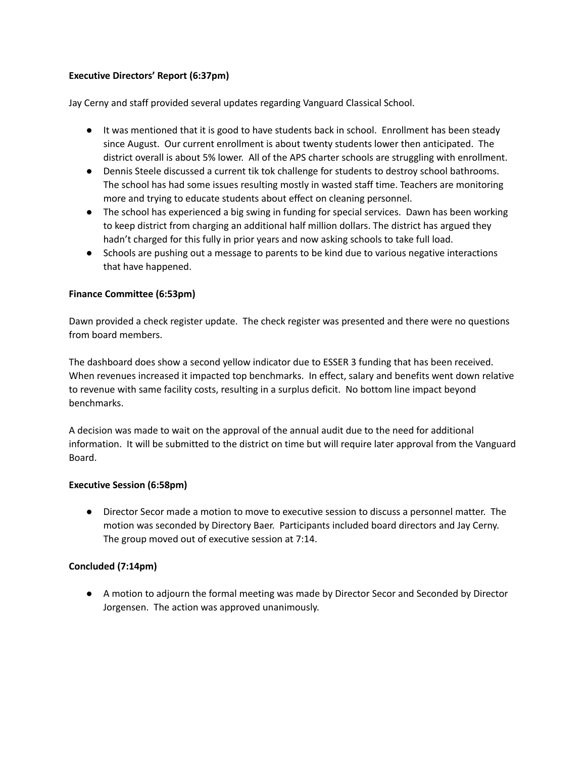**Executive Directors' Report (6:37pm)**

Jay Cerny and staff provided several updates regarding Vanguard Classical School.

- It was mentioned that it is good to have students back in school. Enrollment has been steady since August. Our current enrollment is about twenty students lower then anticipated. The district overall is about 5% lower. All of the APS charter schools are struggling with enrollment.
- Dennis Steele discussed a current tik tok challenge for students to destroy school bathrooms. The school has had some issues resulting mostly in wasted staff time. Teachers are monitoring more and trying to educate students about effect on cleaning personnel.
- The school has experienced a big swing in funding for special services. Dawn has been working to keep district from charging an additional half million dollars. The district has argued they hadn't charged for this fully in prior years and now asking schools to take full load.
- Schools are pushing out a message to parents to be kind due to various negative interactions that have happened.

**Finance Committee (6:53pm)**

Dawn provided a check register update. The check register was presented and there were no questions from board members.

The dashboard does show a second yellow indicator due to ESSER 3 funding that has been received. When revenues increased it impacted top benchmarks. In effect, salary and benefits went down relative to revenue with same facility costs, resulting in a surplus deficit. No bottom line impact beyond benchmarks.

A decision was made to wait on the approval of the annual audit due to the need for additional information. It will be submitted to the district on time but will require later approval from the Vanguard Board.

**Executive Session (6:58pm)**

- Director Secor made a motion to move to executive session to discuss a personnel matter. The motion was seconded by Directory Baer. Participants included board directors and Jay Cerny. The group moved out of executive session at 7:14.

**Concluded (7:14pm)**

- A motion to adjourn the formal meeting was made by Director Secor and Seconded by Director Jorgensen. The action was approved unanimously.